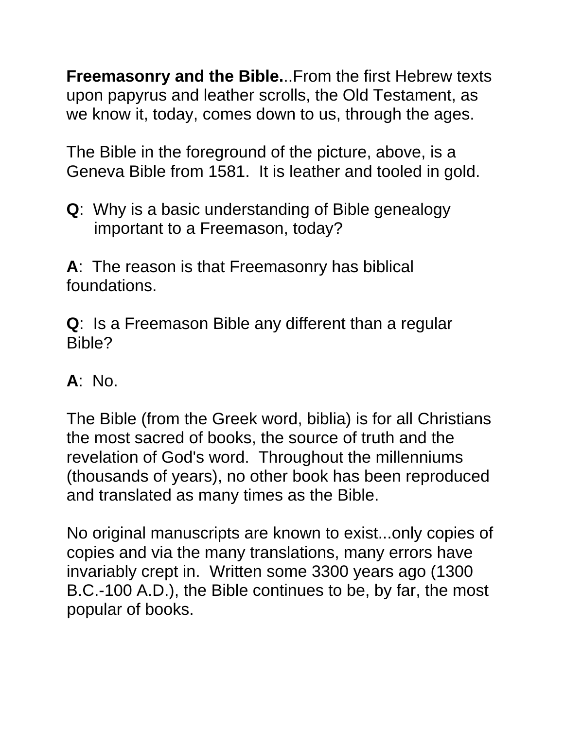**Freemasonry and the Bible.**..From the first Hebrew texts upon papyrus and leather scrolls, the Old Testament, as we know it, today, comes down to us, through the ages.

The Bible in the foreground of the picture, above, is a Geneva Bible from 1581. It is leather and tooled in gold.

**Q**: Why is a basic understanding of Bible genealogy important to a Freemason, today?

**A**: The reason is that Freemasonry has biblical foundations.

**Q**: Is a Freemason Bible any different than a regular Bible?

**A**: No.

The Bible (from the Greek word, biblia) is for all Christians the most sacred of books, the source of truth and the revelation of God's word. Throughout the millenniums (thousands of years), no other book has been reproduced and translated as many times as the Bible.

No original manuscripts are known to exist...only copies of copies and via the many translations, many errors have invariably crept in. Written some 3300 years ago (1300 B.C.-100 A.D.), the Bible continues to be, by far, the most popular of books.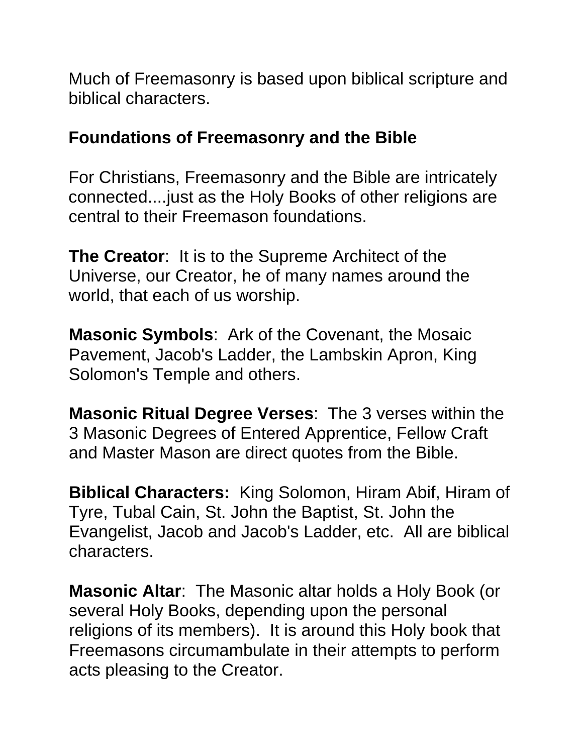Much of Freemasonry is based upon biblical scripture and biblical characters.

## Foundations of Freemasonry and the Bible

For Christians, Freemasonry and the Bible are intricately connected....just as the Holy Books of other religions are central to their Freemason foundations.

**The Creator**:  It is to the Supreme Architect of the Universe, our Creator, he of many names around the world, that each of us worship.

**Masonic Symbols**:  Ark of the Covenant, the Mosaic Pavement, Jacob's Ladder, the Lambskin Apron, King Solomon's Temple and others.

**Masonic Ritual Degree Verses**:  The 3 verses within the 3 Masonic Degrees of Entered Apprentice, Fellow Craft and Master Mason are direct quotes from the Bible.

**Biblical Characters:**  King Solomon, Hiram Abif, Hiram of Tyre, Tubal Cain, St. John the Baptist, St. John the Evangelist, Jacob and Jacob's Ladder, etc.  All are biblical characters.

**Masonic Altar**:  The Masonic altar holds a Holy Book (or several Holy Books, depending upon the personal religions of its members).  It is around this Holy book that Freemasons circumambulate in their attempts to perform acts pleasing to the Creator.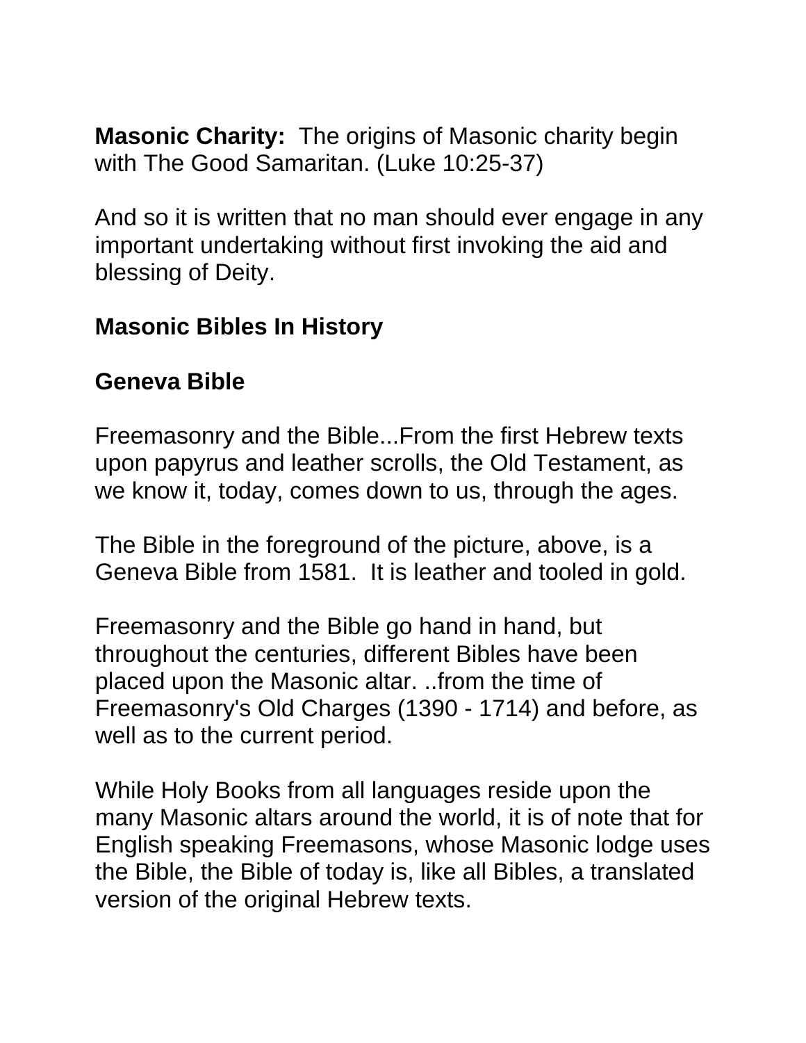**Masonic Charity:** The origins of Masonic charity begin with The Good Samaritan. (Luke 10:25-37)

And so it is written that no man should ever engage in any important undertaking without first invoking the aid and blessing of Deity.

## Masonic Bibles In History

### Geneva Bible

Freemasonry and the Bible...From the first Hebrew texts upon papyrus and leather scrolls, the Old Testament, as we know it, today, comes down to us, through the ages.

The Bible in the foreground of the picture, above, is a Geneva Bible from 1581. It is leather and tooled in gold.

Freemasonry and the Bible go hand in hand, but throughout the centuries, different Bibles have been placed upon the Masonic altar. ..from the time of Freemasonry's Old Charges (1390 - 1714) and before, as well as to the current period.

While Holy Books from all languages reside upon the many Masonic altars around the world, it is of note that for English speaking Freemasons, whose Masonic lodge uses the Bible, the Bible of today is, like all Bibles, a translated version of the original Hebrew texts.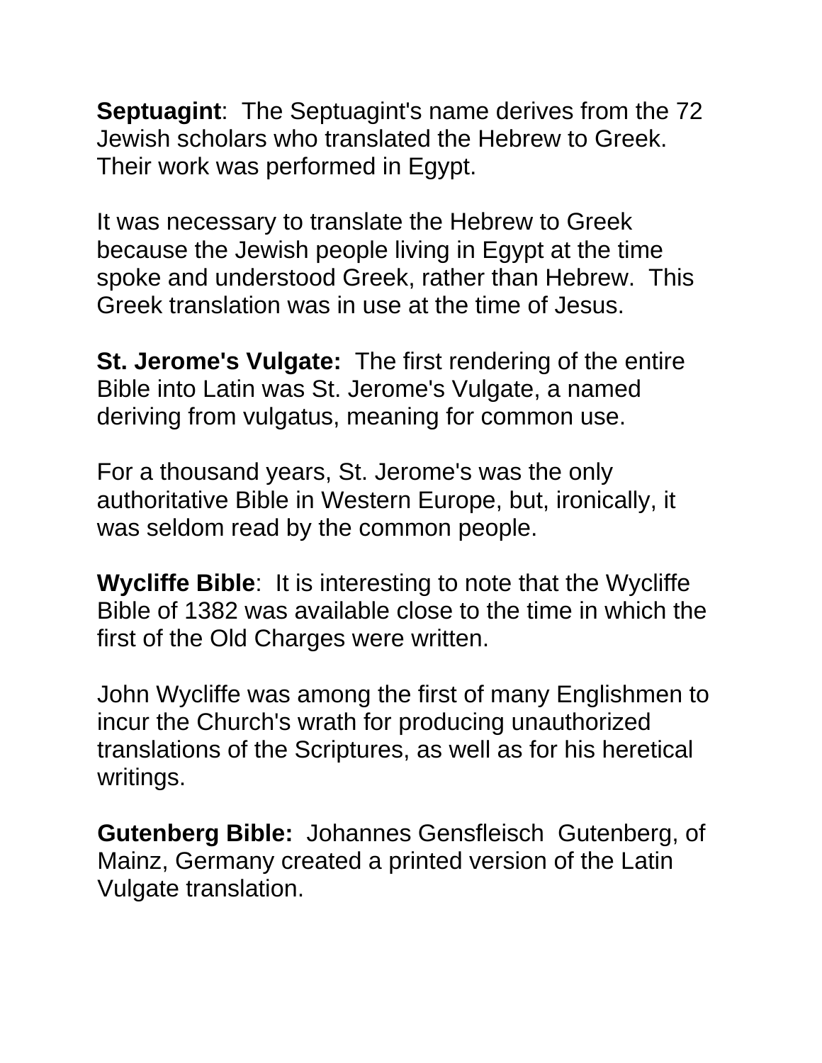**Septuagint**: The Septuagint's name derives from the 72 Jewish scholars who translated the Hebrew to Greek. Their work was performed in Egypt.

It was necessary to translate the Hebrew to Greek because the Jewish people living in Egypt at the time spoke and understood Greek, rather than Hebrew. This Greek translation was in use at the time of Jesus.

**St. Jerome's Vulgate:** The first rendering of the entire Bible into Latin was St. Jerome's Vulgate, a named deriving from vulgatus, meaning for common use.

For a thousand years, St. Jerome's was the only authoritative Bible in Western Europe, but, ironically, it was seldom read by the common people.

**Wycliffe Bible**: It is interesting to note that the Wycliffe Bible of 1382 was available close to the time in which the first of the Old Charges were written.

John Wycliffe was among the first of many Englishmen to incur the Church's wrath for producing unauthorized translations of the Scriptures, as well as for his heretical writings.

**Gutenberg Bible:** Johannes Gensfleisch Gutenberg, of Mainz, Germany created a printed version of the Latin Vulgate translation.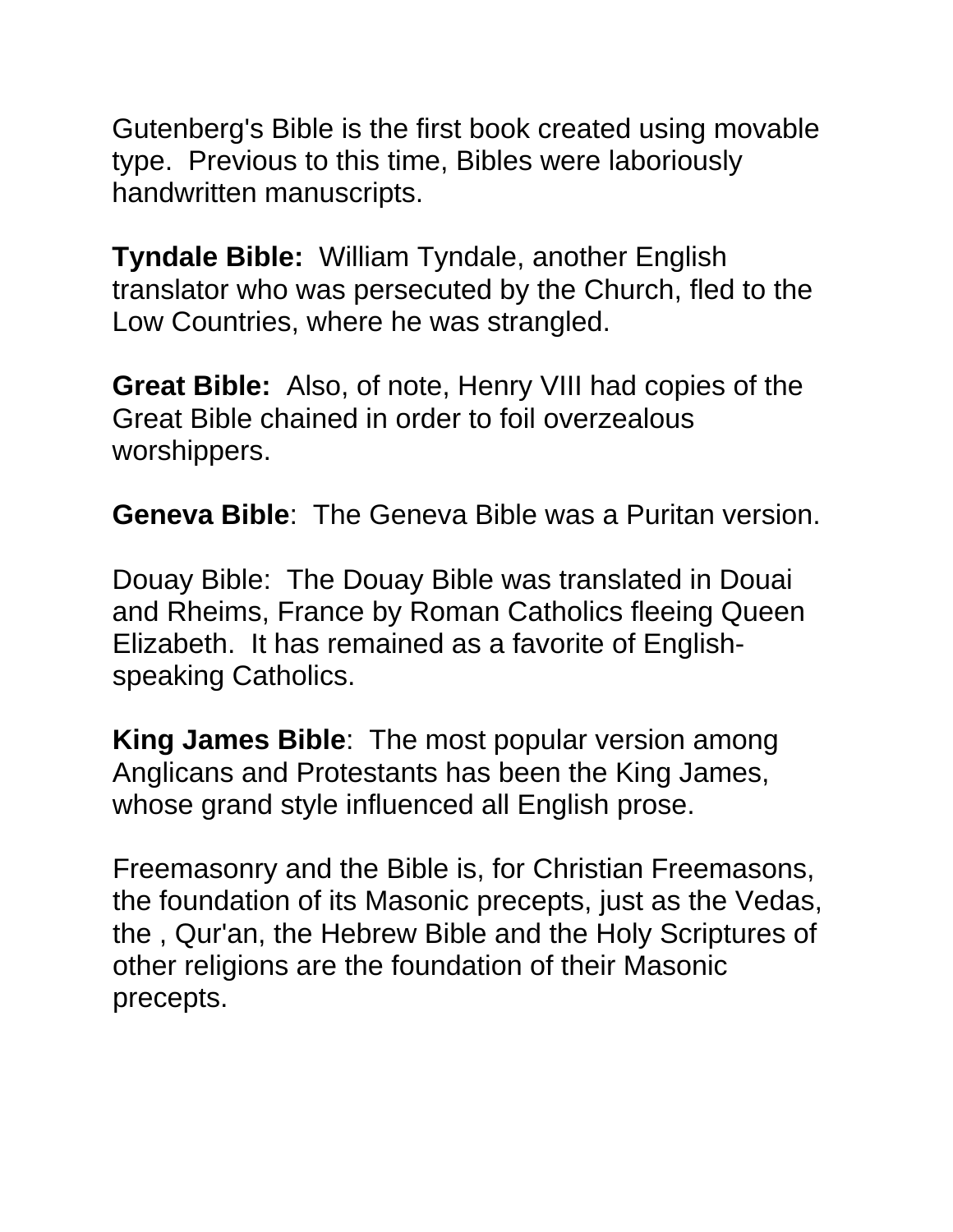Gutenberg's Bible is the first book created using movable type.  Previous to this time, Bibles were laboriously handwritten manuscripts.

**Tyndale Bible:**  William Tyndale, another English translator who was persecuted by the Church, fled to the Low Countries, where he was strangled.

**Great Bible:**  Also, of note, Henry VIII had copies of the Great Bible chained in order to foil overzealous worshippers.

**Geneva Bible**:  The Geneva Bible was a Puritan version.

Douay Bible:  The Douay Bible was translated in Douai and Rheims, France by Roman Catholics fleeing Queen Elizabeth.  It has remained as a favorite of English-speaking Catholics.

**King James Bible**:  The most popular version among Anglicans and Protestants has been the King James, whose grand style influenced all English prose.

Freemasonry and the Bible is, for Christian Freemasons, the foundation of its Masonic precepts, just as the Vedas, the , Qur'an, the Hebrew Bible and the Holy Scriptures of other religions are the foundation of their Masonic precepts.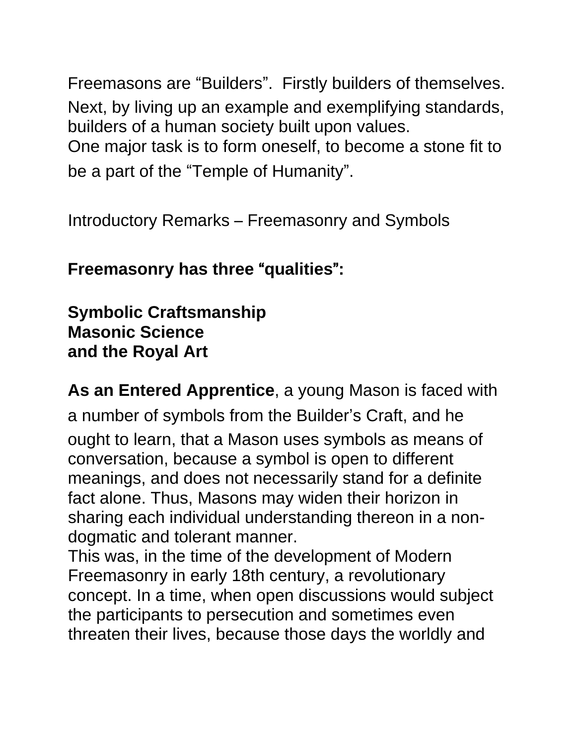Freemasons are “Builders”.  Firstly builders of themselves. Next, by living up an example and exemplifying standards, builders of a human society built upon values.
One major task is to form oneself, to become a stone fit to be a part of the “Temple of Humanity”.

Introductory Remarks – Freemasonry and Symbols

**Freemasonry has three “qualities”:**

**Symbolic Craftsmanship**
**Masonic Science**
**and the Royal Art**

**As an Entered Apprentice**, a young Mason is faced with a number of symbols from the Builder’s Craft, and he ought to learn, that a Mason uses symbols as means of conversation, because a symbol is open to different meanings, and does not necessarily stand for a definite fact alone. Thus, Masons may widen their horizon in sharing each individual understanding thereon in a non-dogmatic and tolerant manner.
This was, in the time of the development of Modern Freemasonry in early 18th century, a revolutionary concept. In a time, when open discussions would subject the participants to persecution and sometimes even threaten their lives, because those days the worldly and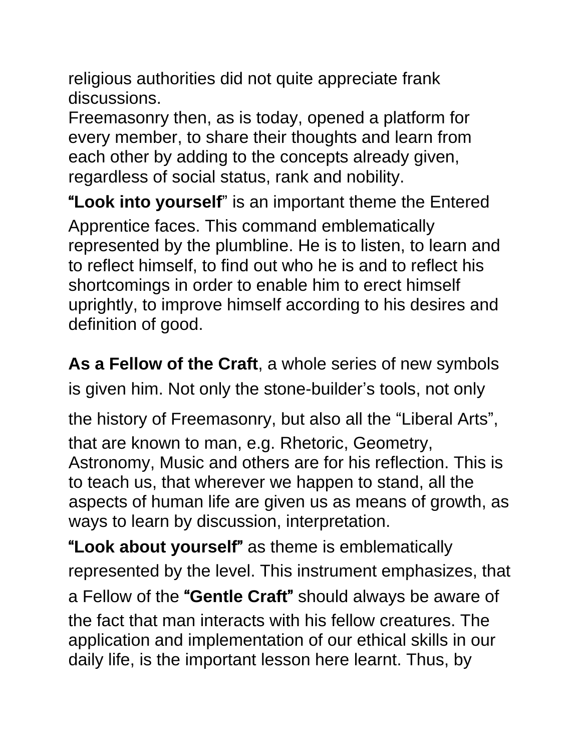religious authorities did not quite appreciate frank discussions.

Freemasonry then, as is today, opened a platform for every member, to share their thoughts and learn from each other by adding to the concepts already given, regardless of social status, rank and nobility.

**“Look into yourself**” is an important theme the Entered Apprentice faces. This command emblematically represented by the plumbline. He is to listen, to learn and to reflect himself, to find out who he is and to reflect his shortcomings in order to enable him to erect himself uprightly, to improve himself according to his desires and definition of good.

**As a Fellow of the Craft**, a whole series of new symbols is given him. Not only the stone-builder’s tools, not only the history of Freemasonry, but also all the “Liberal Arts”, that are known to man, e.g. Rhetoric, Geometry, Astronomy, Music and others are for his reflection. This is to teach us, that wherever we happen to stand, all the aspects of human life are given us as means of growth, as ways to learn by discussion, interpretation.

**“Look about yourself”** as theme is emblematically represented by the level. This instrument emphasizes, that a Fellow of the **“Gentle Craft”** should always be aware of the fact that man interacts with his fellow creatures. The application and implementation of our ethical skills in our daily life, is the important lesson here learnt. Thus, by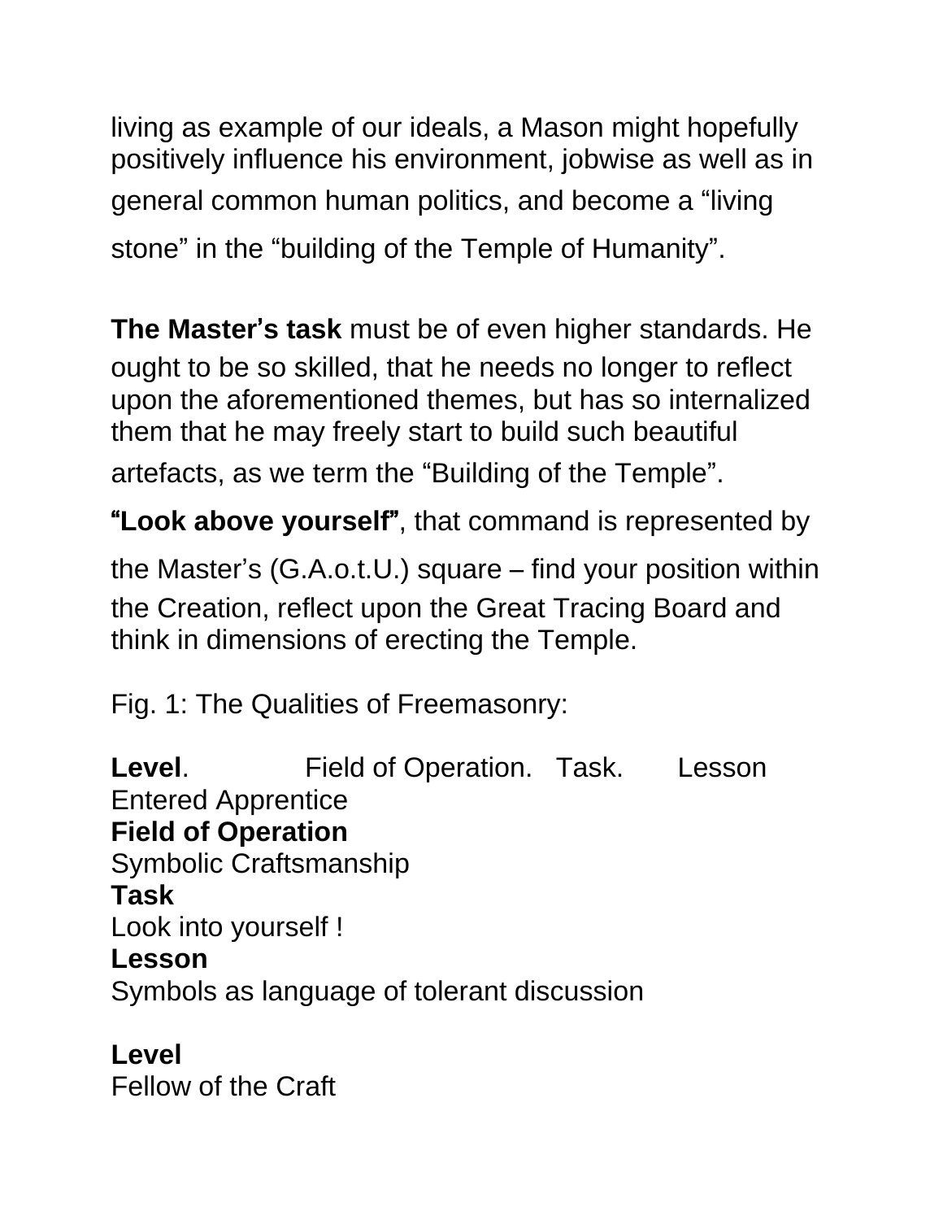living as example of our ideals, a Mason might hopefully positively influence his environment, jobwise as well as in general common human politics, and become a “living stone” in the “building of the Temple of Humanity”.

**The Master’s task** must be of even higher standards. He ought to be so skilled, that he needs no longer to reflect upon the aforementioned themes, but has so internalized them that he may freely start to build such beautiful artefacts, as we term the “Building of the Temple”.

**“Look above yourself”**, that command is represented by the Master’s (G.A.o.t.U.) square – find your position within the Creation, reflect upon the Great Tracing Board and think in dimensions of erecting the Temple.

Fig. 1: The Qualities of Freemasonry:

**Level**. Field of Operation. Task. Lesson

Entered Apprentice

**Field of Operation**

Symbolic Craftsmanship

**Task**

Look into yourself !

**Lesson**

Symbols as language of tolerant discussion

**Level**

Fellow of the Craft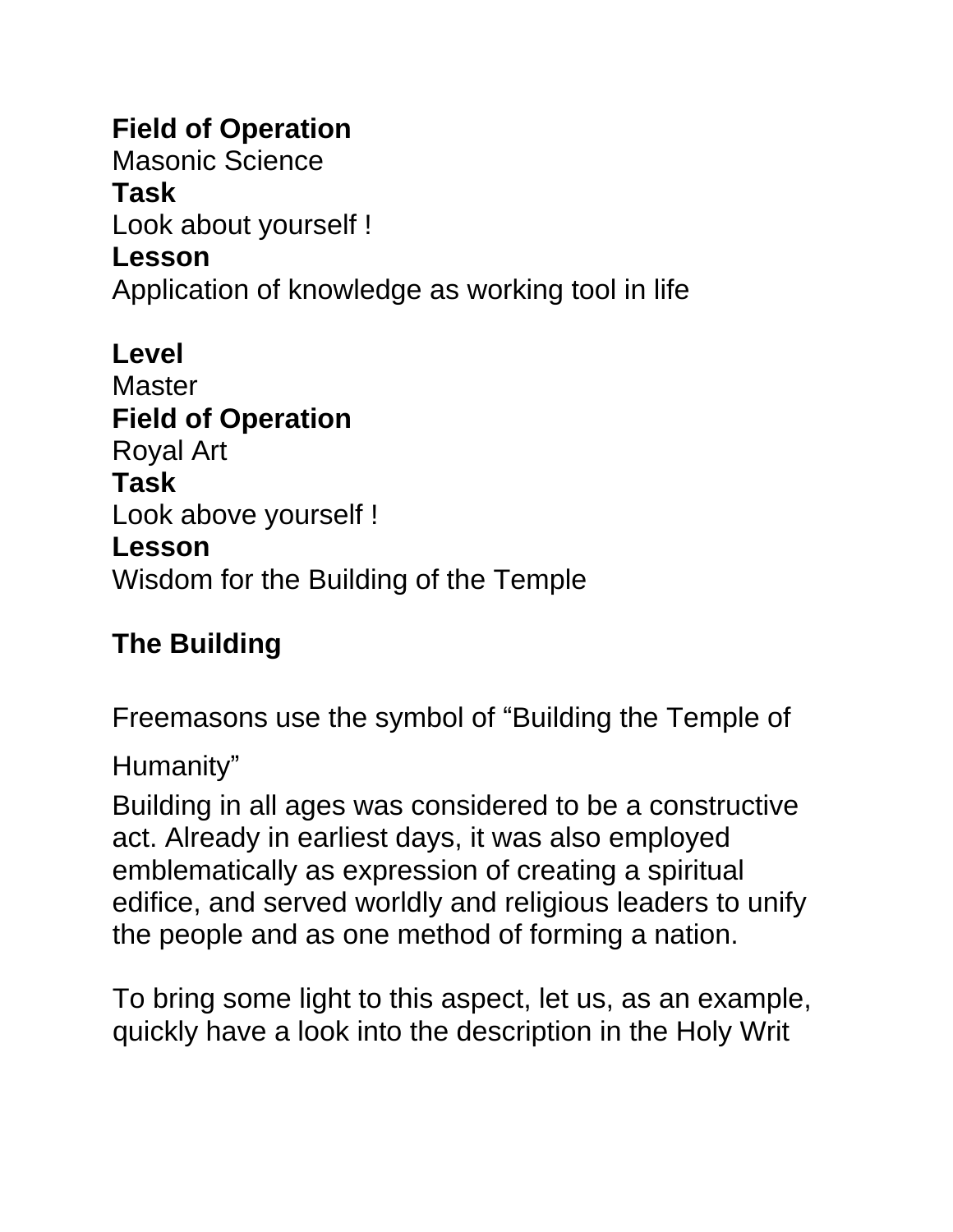**Field of Operation**
Masonic Science
**Task**
Look about yourself !
**Lesson**
Application of knowledge as working tool in life

**Level**
Master
**Field of Operation**
Royal Art
**Task**
Look above yourself !
**Lesson**
Wisdom for the Building of the Temple

**The Building**

Freemasons use the symbol of “Building the Temple of Humanity”

Building in all ages was considered to be a constructive act. Already in earliest days, it was also employed emblematically as expression of creating a spiritual edifice, and served worldly and religious leaders to unify the people and as one method of forming a nation.

To bring some light to this aspect, let us, as an example, quickly have a look into the description in the Holy Writ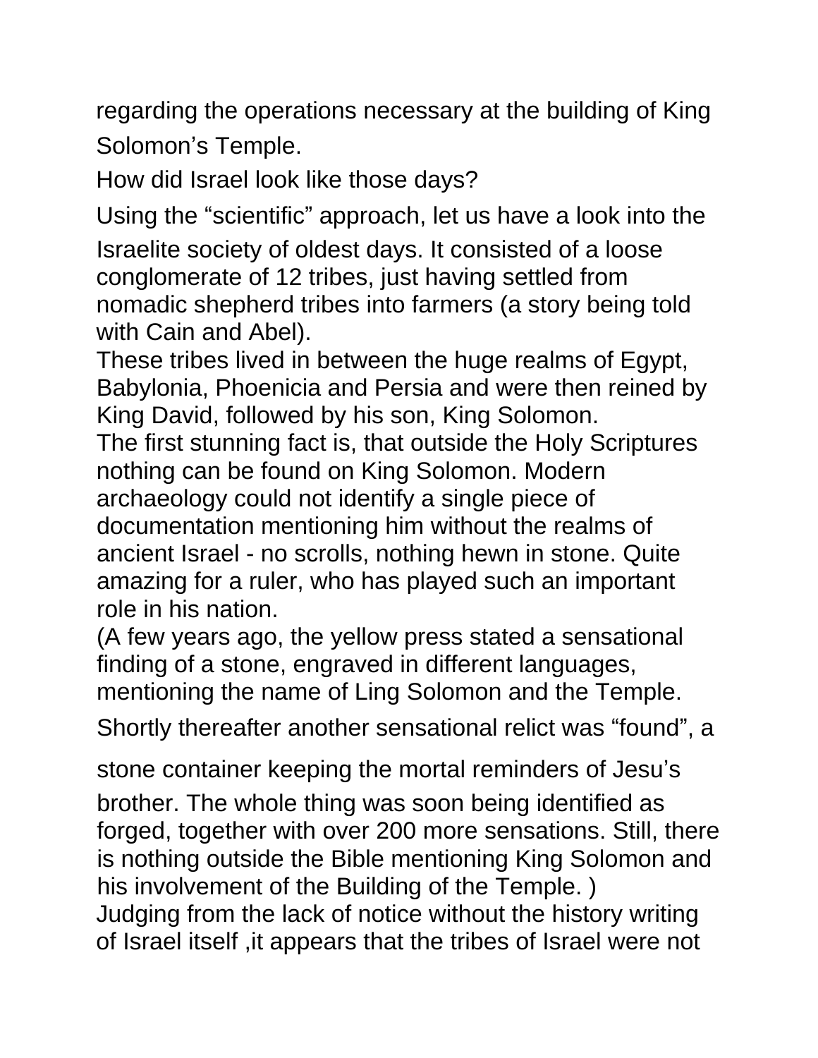regarding the operations necessary at the building of King Solomon's Temple.

How did Israel look like those days?

Using the "scientific" approach, let us have a look into the Israelite society of oldest days. It consisted of a loose conglomerate of 12 tribes, just having settled from nomadic shepherd tribes into farmers (a story being told with Cain and Abel).

These tribes lived in between the huge realms of Egypt, Babylonia, Phoenicia and Persia and were then reined by King David, followed by his son, King Solomon.

The first stunning fact is, that outside the Holy Scriptures nothing can be found on King Solomon. Modern archaeology could not identify a single piece of documentation mentioning him without the realms of ancient Israel - no scrolls, nothing hewn in stone. Quite amazing for a ruler, who has played such an important role in his nation.

(A few years ago, the yellow press stated a sensational finding of a stone, engraved in different languages, mentioning the name of Ling Solomon and the Temple. Shortly thereafter another sensational relict was "found", a stone container keeping the mortal reminders of Jesu's brother. The whole thing was soon being identified as forged, together with over 200 more sensations. Still, there is nothing outside the Bible mentioning King Solomon and his involvement of the Building of the Temple. )

Judging from the lack of notice without the history writing of Israel itself ,it appears that the tribes of Israel were not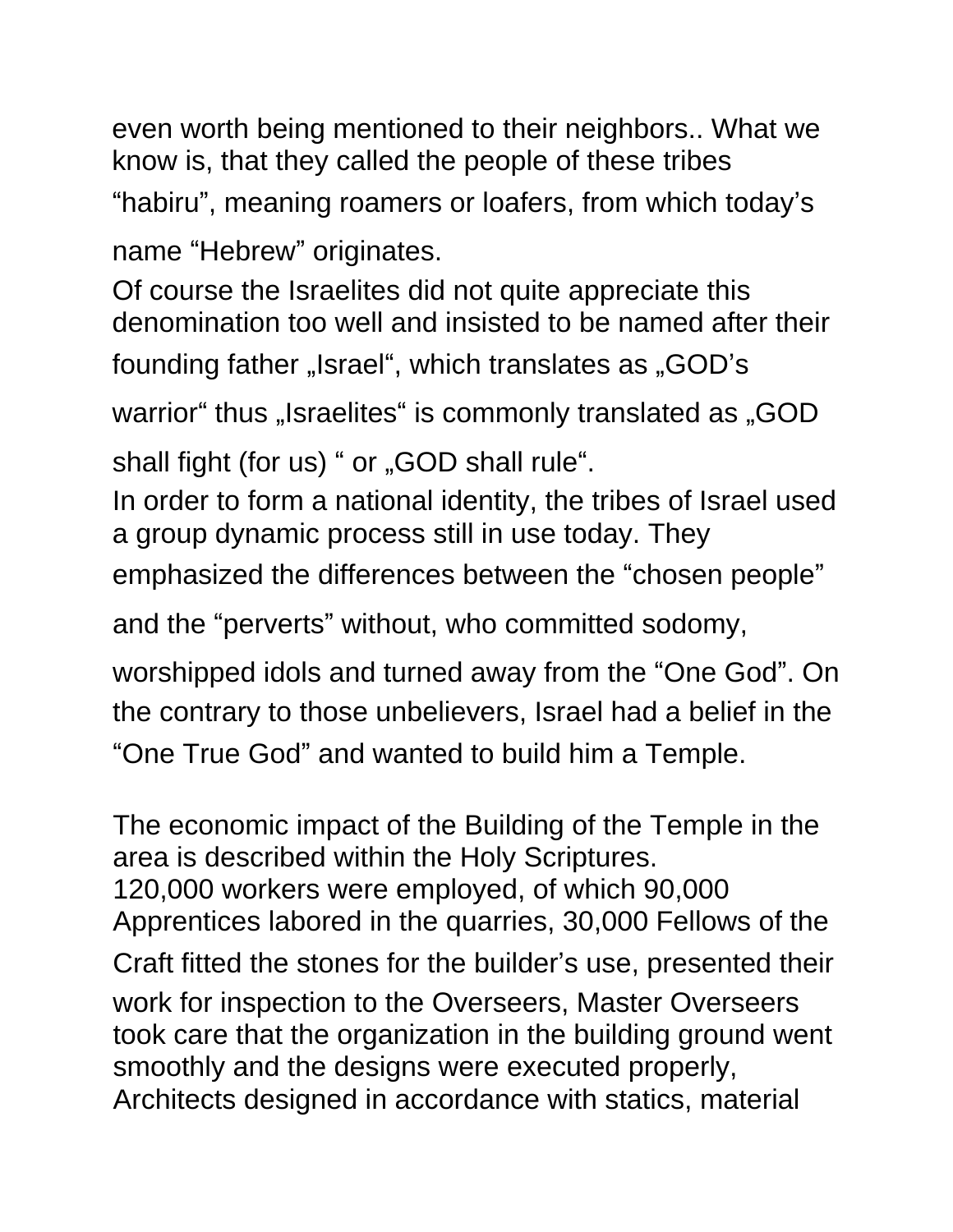even worth being mentioned to their neighbors.. What we know is, that they called the people of these tribes "habiru", meaning roamers or loafers, from which today's name "Hebrew" originates.

Of course the Israelites did not quite appreciate this denomination too well and insisted to be named after their founding father „Israel", which translates as „GOD's warrior" thus „Israelites" is commonly translated as „GOD shall fight (for us) " or „GOD shall rule".

In order to form a national identity, the tribes of Israel used a group dynamic process still in use today. They emphasized the differences between the "chosen people" and the "perverts" without, who committed sodomy, worshipped idols and turned away from the "One God". On the contrary to those unbelievers, Israel had a belief in the "One True God" and wanted to build him a Temple.

The economic impact of the Building of the Temple in the area is described within the Holy Scriptures.
120,000 workers were employed, of which 90,000 Apprentices labored in the quarries, 30,000 Fellows of the Craft fitted the stones for the builder's use, presented their work for inspection to the Overseers, Master Overseers took care that the organization in the building ground went smoothly and the designs were executed properly, Architects designed in accordance with statics, material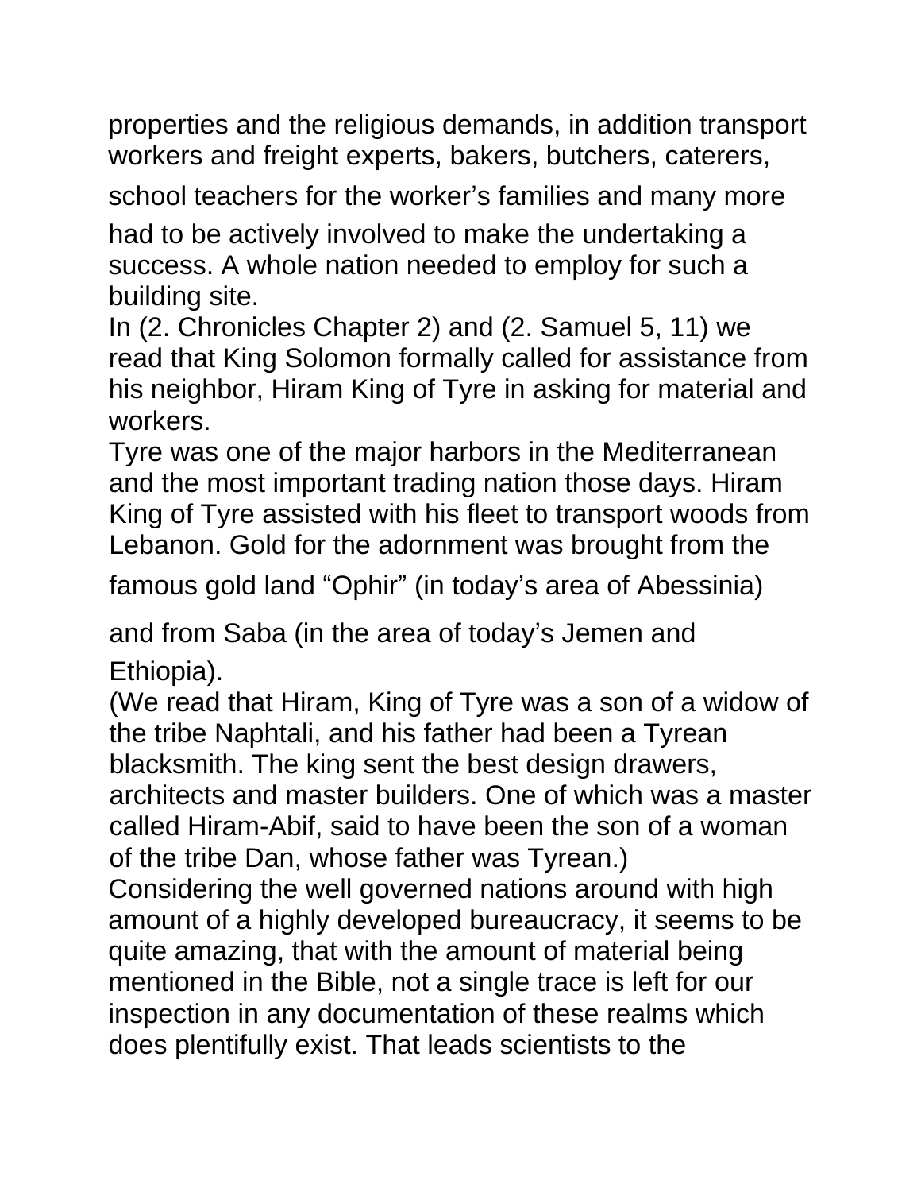properties and the religious demands, in addition transport workers and freight experts, bakers, butchers, caterers, school teachers for the worker's families and many more had to be actively involved to make the undertaking a success. A whole nation needed to employ for such a building site.

In (2. Chronicles Chapter 2) and (2. Samuel 5, 11) we read that King Solomon formally called for assistance from his neighbor, Hiram King of Tyre in asking for material and workers.

Tyre was one of the major harbors in the Mediterranean and the most important trading nation those days. Hiram King of Tyre assisted with his fleet to transport woods from Lebanon. Gold for the adornment was brought from the famous gold land "Ophir" (in today's area of Abessinia) and from Saba (in the area of today's Jemen and Ethiopia).

(We read that Hiram, King of Tyre was a son of a widow of the tribe Naphtali, and his father had been a Tyrean blacksmith. The king sent the best design drawers, architects and master builders. One of which was a master called Hiram-Abif, said to have been the son of a woman of the tribe Dan, whose father was Tyrean.)

Considering the well governed nations around with high amount of a highly developed bureaucracy, it seems to be quite amazing, that with the amount of material being mentioned in the Bible, not a single trace is left for our inspection in any documentation of these realms which does plentifully exist. That leads scientists to the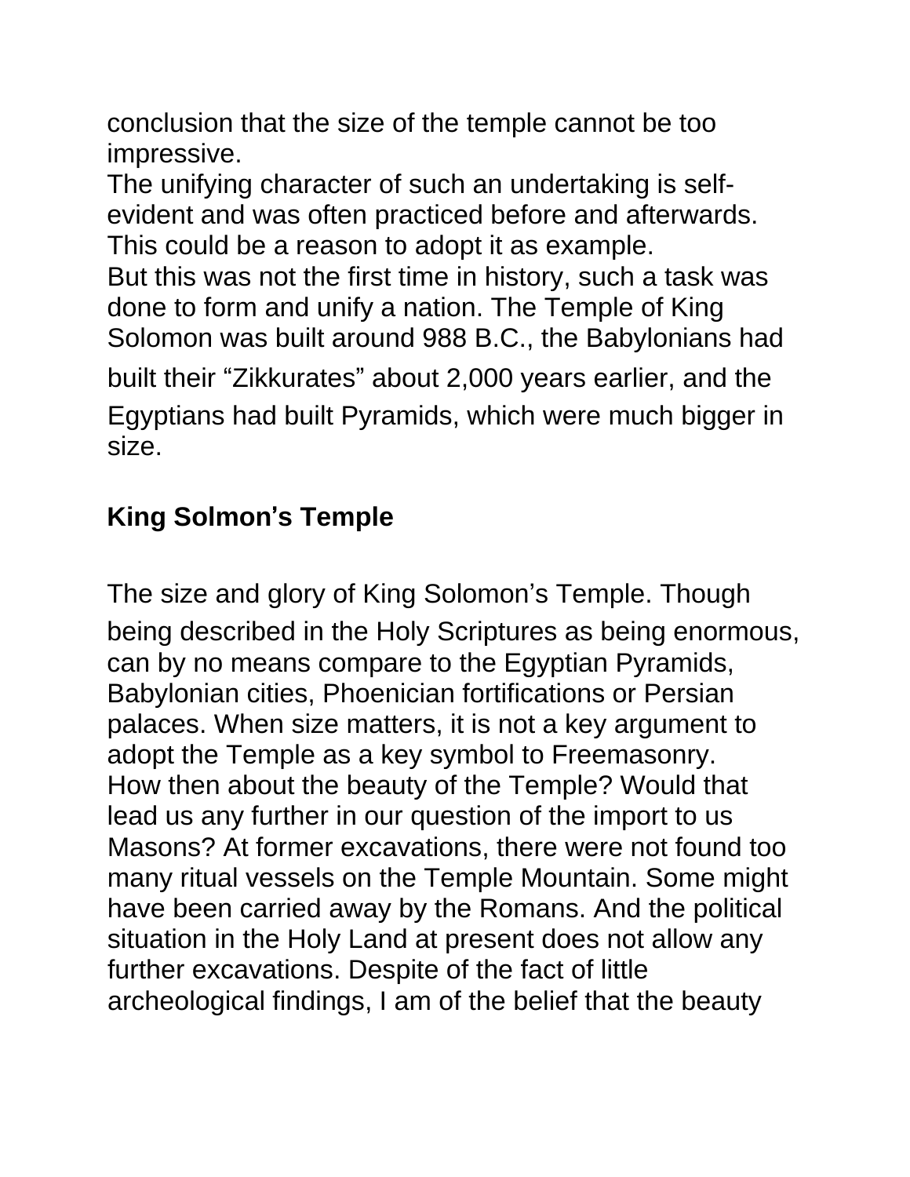conclusion that the size of the temple cannot be too impressive.

The unifying character of such an undertaking is self-evident and was often practiced before and afterwards. This could be a reason to adopt it as example.

But this was not the first time in history, such a task was done to form and unify a nation. The Temple of King Solomon was built around 988 B.C., the Babylonians had built their “Zikkurates” about 2,000 years earlier, and the Egyptians had built Pyramids, which were much bigger in size.

## King Solmon’s Temple

The size and glory of King Solomon’s Temple. Though being described in the Holy Scriptures as being enormous, can by no means compare to the Egyptian Pyramids, Babylonian cities, Phoenician fortifications or Persian palaces. When size matters, it is not a key argument to adopt the Temple as a key symbol to Freemasonry.

How then about the beauty of the Temple? Would that lead us any further in our question of the import to us Masons? At former excavations, there were not found too many ritual vessels on the Temple Mountain. Some might have been carried away by the Romans. And the political situation in the Holy Land at present does not allow any further excavations. Despite of the fact of little archeological findings, I am of the belief that the beauty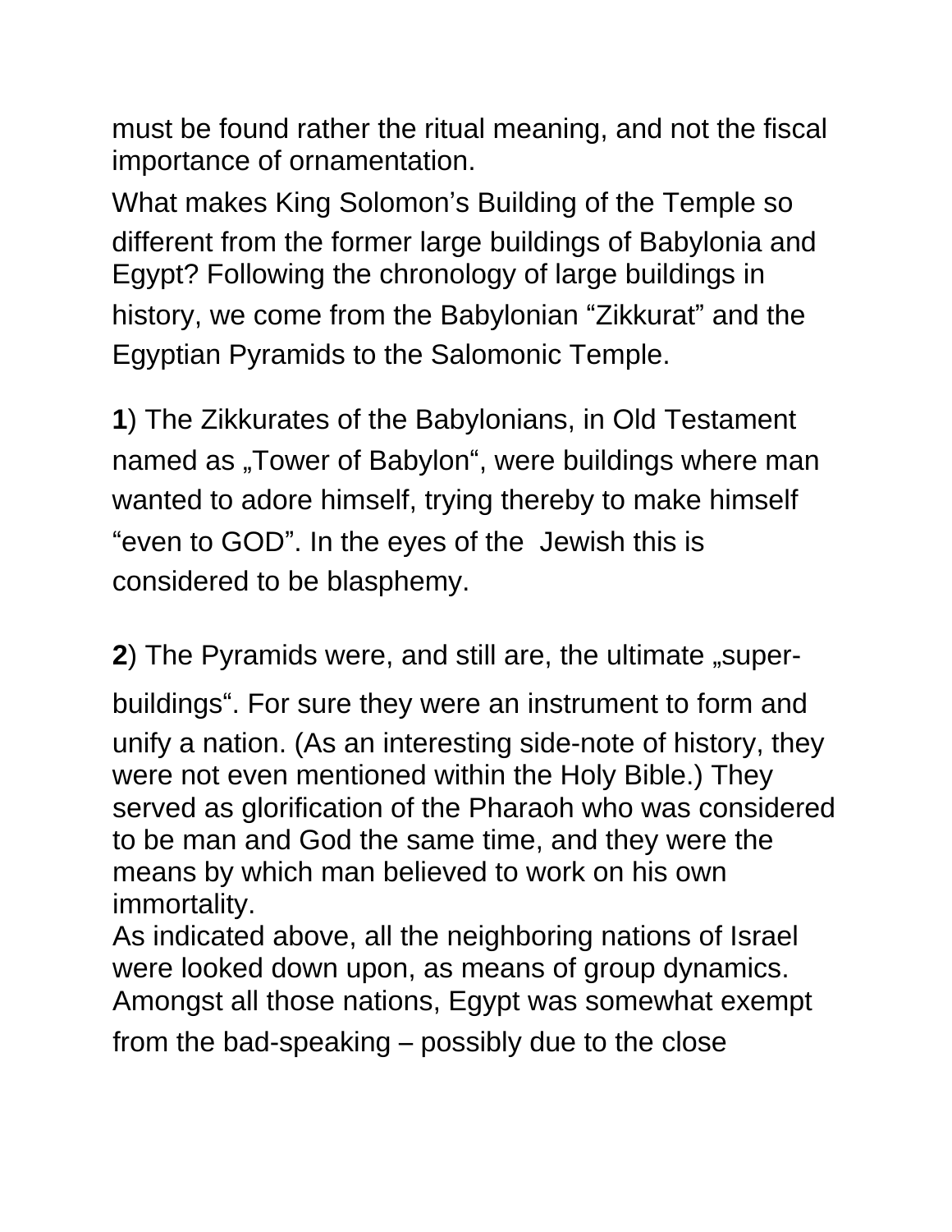must be found rather the ritual meaning, and not the fiscal importance of ornamentation.

What makes King Solomon's Building of the Temple so different from the former large buildings of Babylonia and Egypt? Following the chronology of large buildings in history, we come from the Babylonian "Zikkurat" and the Egyptian Pyramids to the Salomonic Temple.

**1**) The Zikkurates of the Babylonians, in Old Testament named as „Tower of Babylon", were buildings where man wanted to adore himself, trying thereby to make himself "even to GOD". In the eyes of the Jewish this is considered to be blasphemy.

**2**) The Pyramids were, and still are, the ultimate „super-buildings". For sure they were an instrument to form and unify a nation. (As an interesting side-note of history, they were not even mentioned within the Holy Bible.) They served as glorification of the Pharaoh who was considered to be man and God the same time, and they were the means by which man believed to work on his own immortality.

As indicated above, all the neighboring nations of Israel were looked down upon, as means of group dynamics. Amongst all those nations, Egypt was somewhat exempt from the bad-speaking – possibly due to the close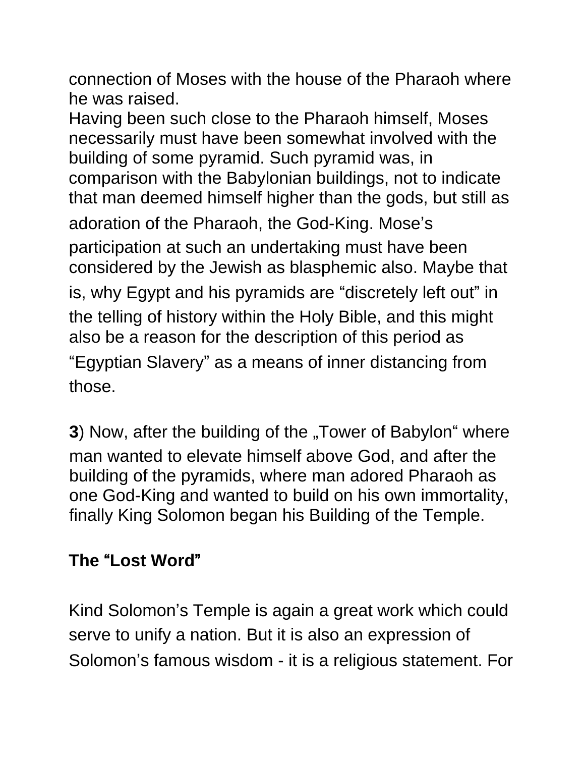connection of Moses with the house of the Pharaoh where he was raised.
Having been such close to the Pharaoh himself, Moses necessarily must have been somewhat involved with the building of some pyramid. Such pyramid was, in comparison with the Babylonian buildings, not to indicate that man deemed himself higher than the gods, but still as adoration of the Pharaoh, the God-King. Mose's participation at such an undertaking must have been considered by the Jewish as blasphemic also. Maybe that is, why Egypt and his pyramids are "discretely left out" in the telling of history within the Holy Bible, and this might also be a reason for the description of this period as "Egyptian Slavery" as a means of inner distancing from those.

**3**) Now, after the building of the „Tower of Babylon" where man wanted to elevate himself above God, and after the building of the pyramids, where man adored Pharaoh as one God-King and wanted to build on his own immortality, finally King Solomon began his Building of the Temple.

## The "Lost Word"

Kind Solomon's Temple is again a great work which could serve to unify a nation. But it is also an expression of Solomon's famous wisdom - it is a religious statement. For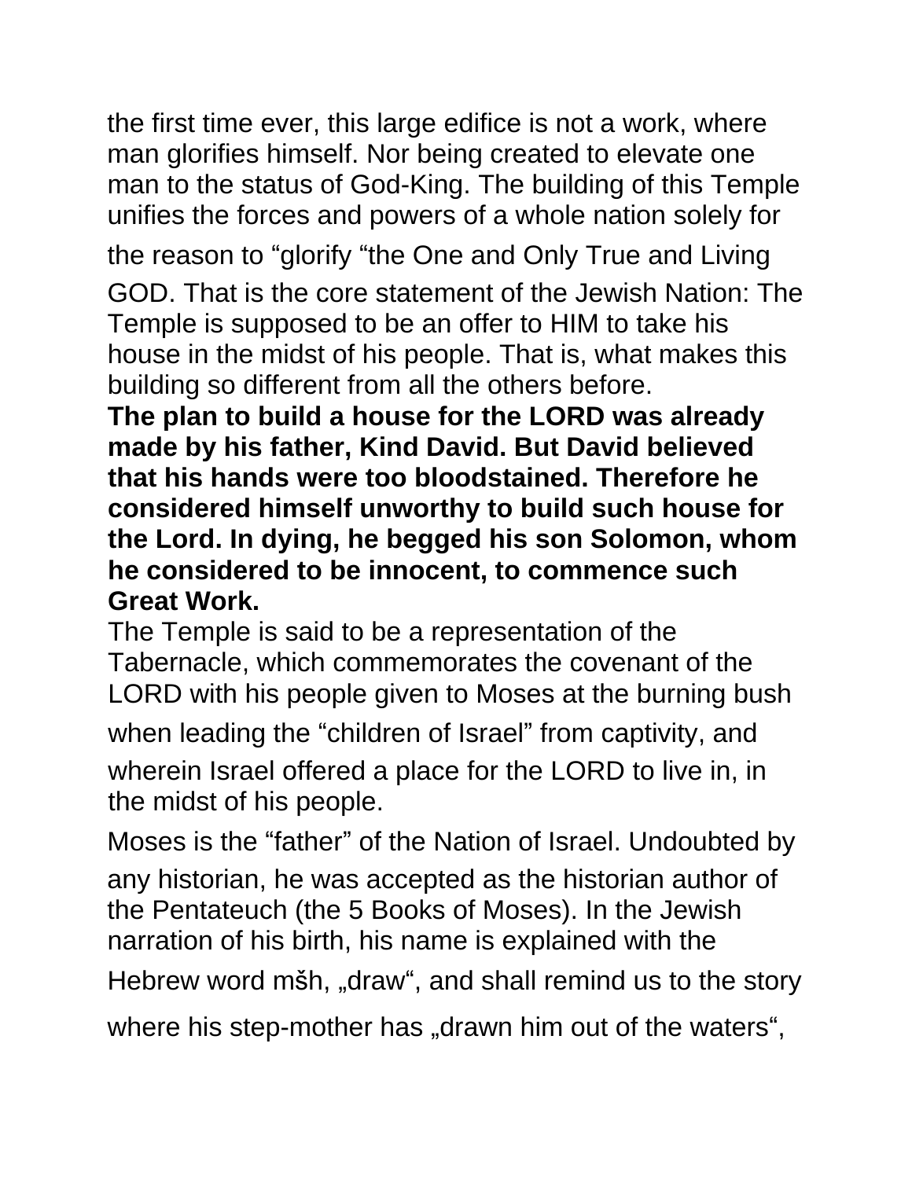the first time ever, this large edifice is not a work, where man glorifies himself. Nor being created to elevate one man to the status of God-King. The building of this Temple unifies the forces and powers of a whole nation solely for the reason to “glorify “the One and Only True and Living GOD. That is the core statement of the Jewish Nation: The Temple is supposed to be an offer to HIM to take his house in the midst of his people. That is, what makes this building so different from all the others before.

**The plan to build a house for the LORD was already made by his father, Kind David. But David believed that his hands were too bloodstained. Therefore he considered himself unworthy to build such house for the Lord. In dying, he begged his son Solomon, whom he considered to be innocent, to commence such Great Work.**

The Temple is said to be a representation of the Tabernacle, which commemorates the covenant of the LORD with his people given to Moses at the burning bush when leading the “children of Israel” from captivity, and wherein Israel offered a place for the LORD to live in, in the midst of his people.

Moses is the “father” of the Nation of Israel. Undoubted by any historian, he was accepted as the historian author of the Pentateuch (the 5 Books of Moses). In the Jewish narration of his birth, his name is explained with the Hebrew word mšh, „draw“, and shall remind us to the story where his step-mother has „drawn him out of the waters“,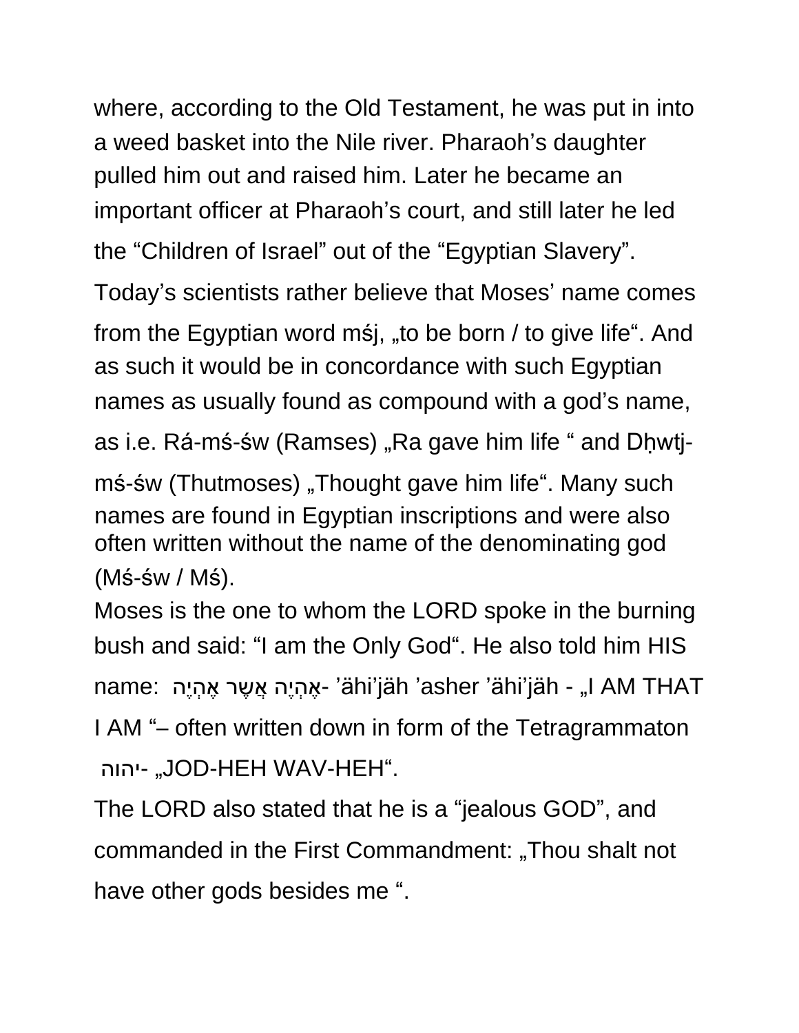where, according to the Old Testament, he was put in into a weed basket into the Nile river. Pharaoh’s daughter pulled him out and raised him. Later he became an important officer at Pharaoh’s court, and still later he led the “Children of Israel” out of the “Egyptian Slavery”.
Today’s scientists rather believe that Moses’ name comes from the Egyptian word mśj, „to be born / to give life“. And as such it would be in concordance with such Egyptian names as usually found as compound with a god’s name, as i.e. Rá-mś-św (Ramses) „Ra gave him life “ and Dḥwtj-mś-św (Thutmoses) „Thought gave him life“. Many such names are found in Egyptian inscriptions and were also often written without the name of the denominating god (Mś-św / Mś).
Moses is the one to whom the LORD spoke in the burning bush and said: “I am the Only God“. He also told him HIS name: אֶהְיֶה אֲשֶׁר אֶהְיֶה- ’ähi’jäh ’asher ’ähi’jäh - „I AM THAT I AM “– often written down in form of the Tetragrammaton יהוה- „JOD-HEH WAV-HEH“.
The LORD also stated that he is a “jealous GOD”, and commanded in the First Commandment: „Thou shalt not have other gods besides me “.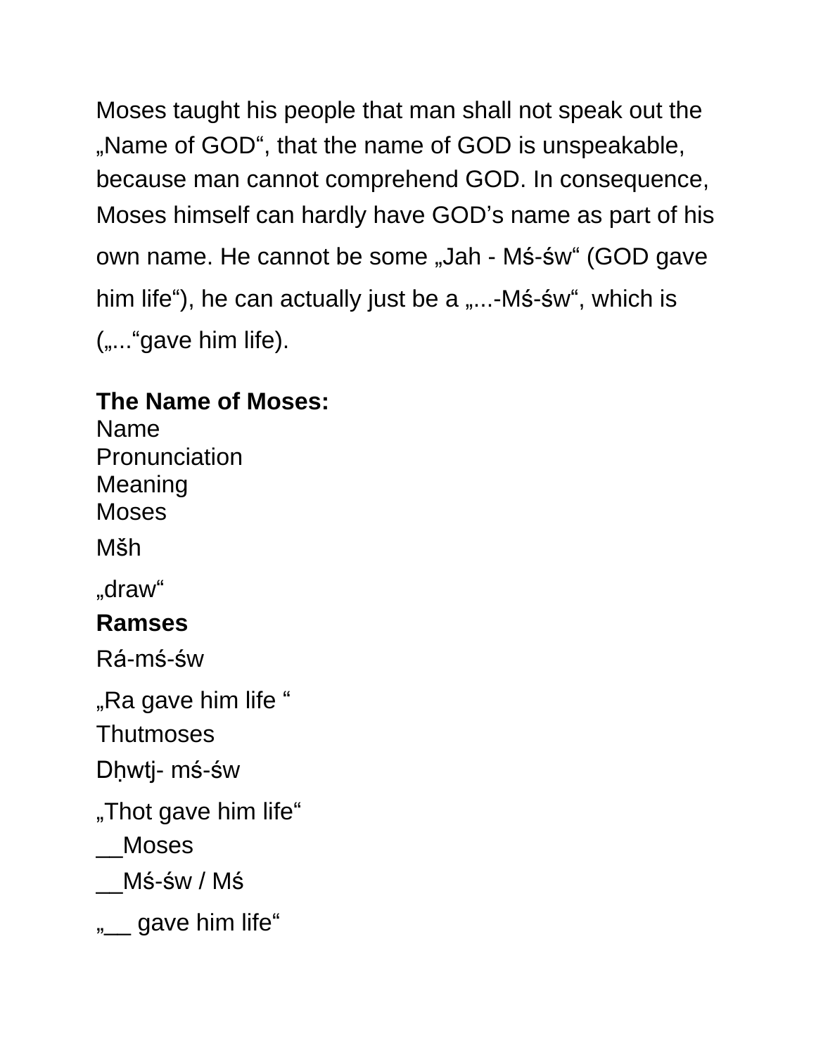Moses taught his people that man shall not speak out the „Name of GOD“, that the name of GOD is unspeakable, because man cannot comprehend GOD. In consequence, Moses himself can hardly have GOD’s name as part of his own name. He cannot be some „Jah - Mś-św“ (GOD gave him life“), he can actually just be a „...-Mś-św“, which is („...“gave him life).

**The Name of Moses:**

| Name | Pronunciation | Meaning |
|---|---|---|
| Moses | Mšh | „draw“ |
| **Ramses** | Rá-mś-św | „Ra gave him life “ |
| Thutmoses | Dḥwtj- mś-św | „Thot gave him life“ |
| __Moses | __Mś-św / Mś | „__ gave him life“ |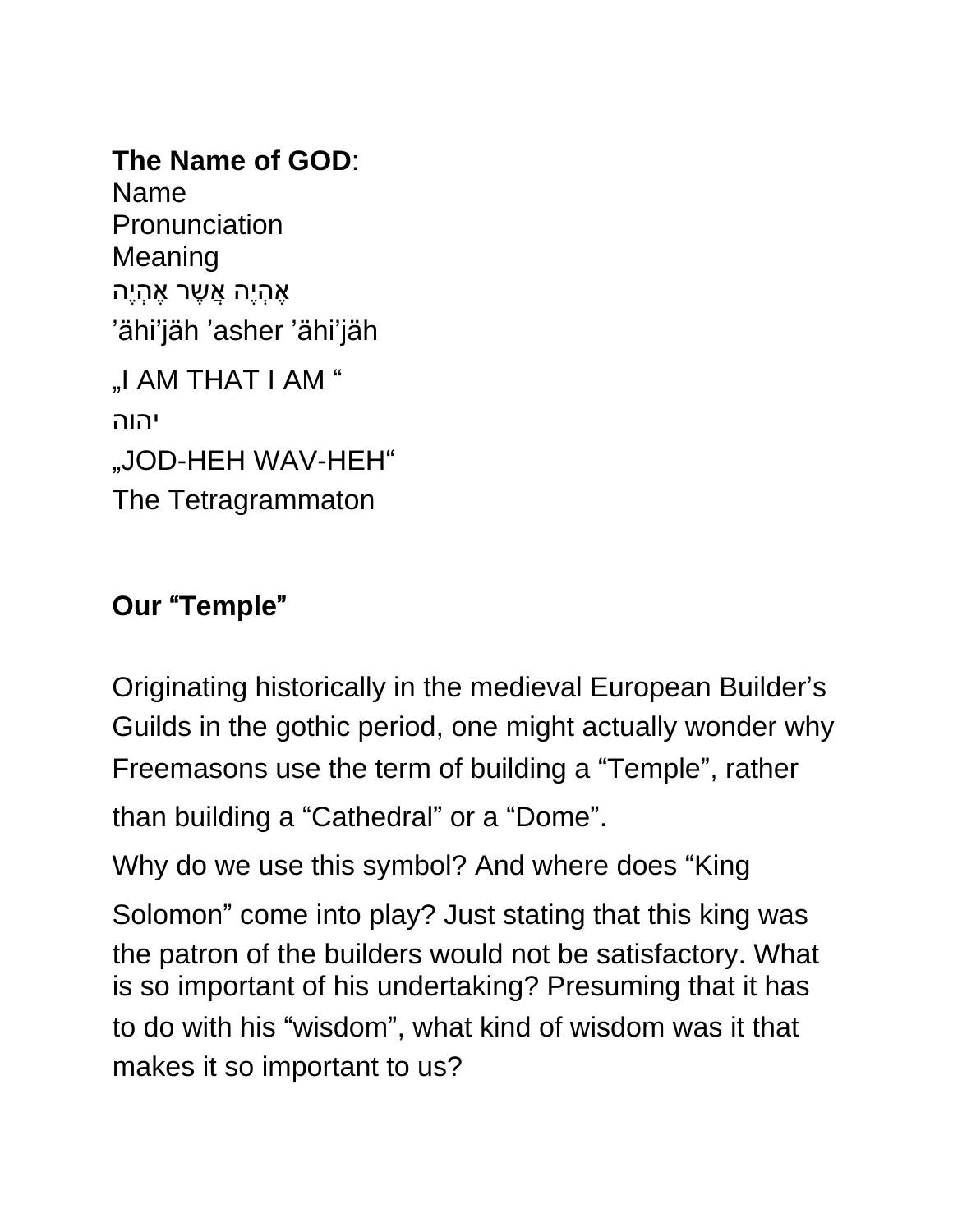**The Name of GOD**:

Name

Pronunciation

Meaning

אֶהְיֶה אֲשֶׁר אֶהְיֶה

’ähi’jäh ’asher ’ähi’jäh

„I AM THAT I AM “

יהוה

„JOD-HEH WAV-HEH“

The Tetragrammaton

**Our “Temple”**

Originating historically in the medieval European Builder’s Guilds in the gothic period, one might actually wonder why Freemasons use the term of building a “Temple”, rather than building a “Cathedral” or a “Dome”.

Why do we use this symbol? And where does “King Solomon” come into play? Just stating that this king was the patron of the builders would not be satisfactory. What is so important of his undertaking? Presuming that it has to do with his “wisdom”, what kind of wisdom was it that makes it so important to us?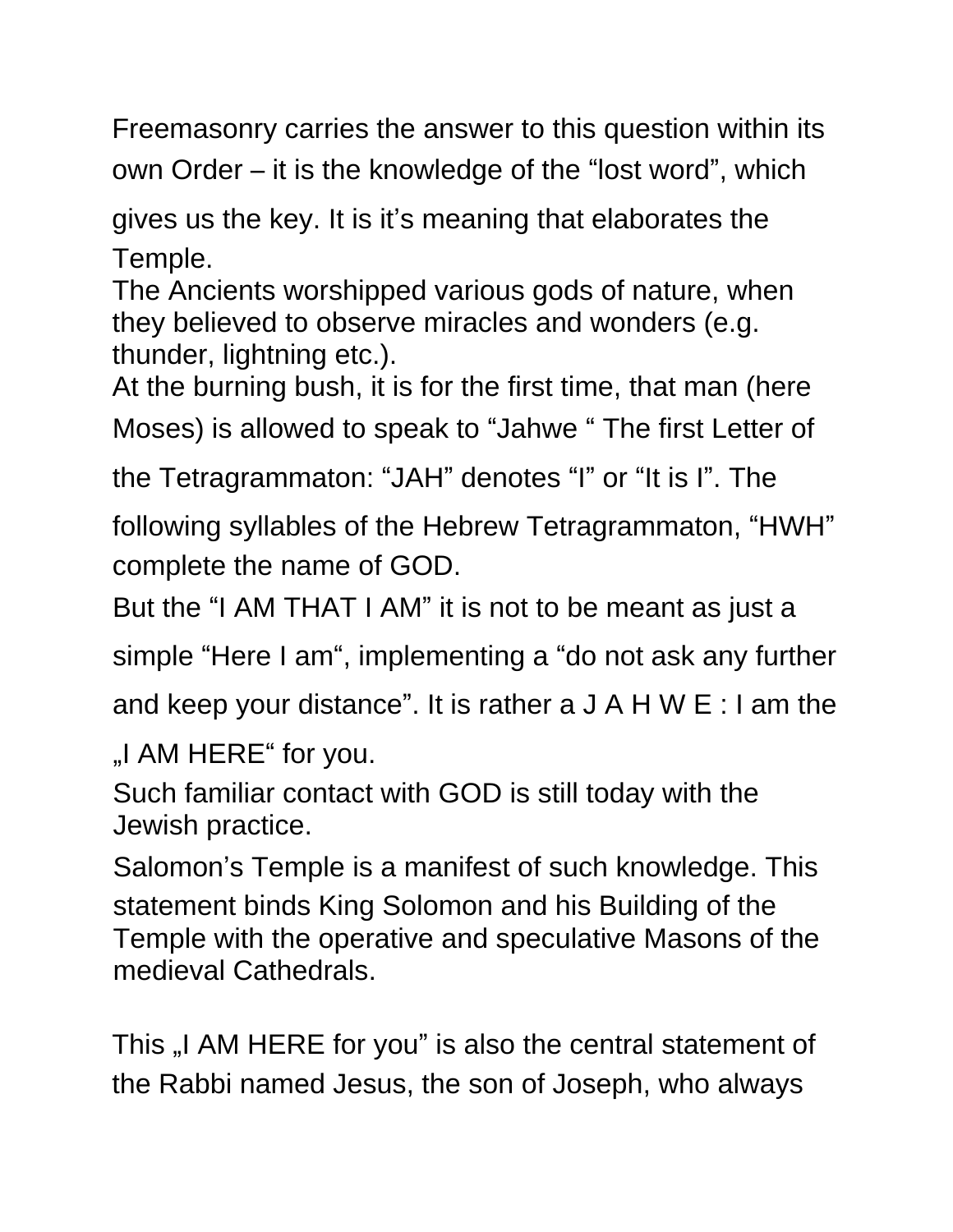Freemasonry carries the answer to this question within its own Order – it is the knowledge of the "lost word", which gives us the key. It is it's meaning that elaborates the Temple.
The Ancients worshipped various gods of nature, when they believed to observe miracles and wonders (e.g. thunder, lightning etc.).
At the burning bush, it is for the first time, that man (here Moses) is allowed to speak to "Jahwe " The first Letter of the Tetragrammaton: "JAH" denotes "I" or "It is I". The following syllables of the Hebrew Tetragrammaton, "HWH" complete the name of GOD.
But the "I AM THAT I AM" it is not to be meant as just a simple "Here I am", implementing a "do not ask any further and keep your distance". It is rather a J A H W E : I am the „I AM HERE" for you.
Such familiar contact with GOD is still today with the Jewish practice.
Salomon's Temple is a manifest of such knowledge. This statement binds King Solomon and his Building of the Temple with the operative and speculative Masons of the medieval Cathedrals.

This „I AM HERE for you" is also the central statement of the Rabbi named Jesus, the son of Joseph, who always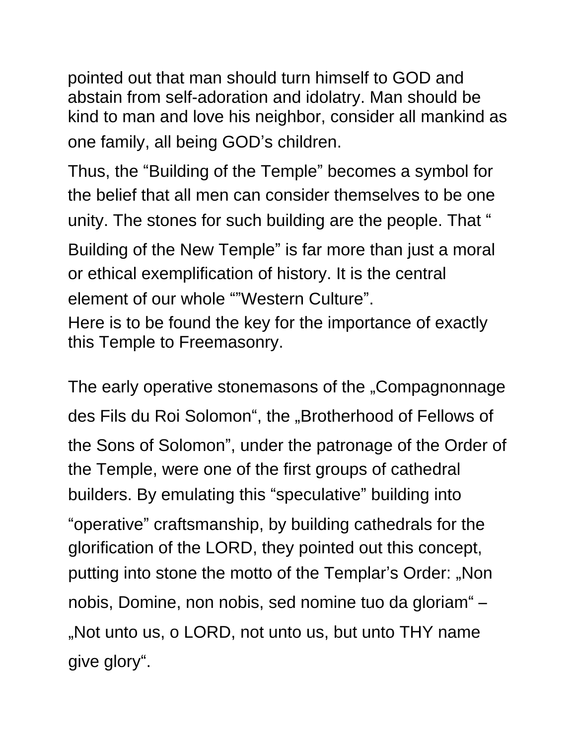pointed out that man should turn himself to GOD and abstain from self-adoration and idolatry. Man should be kind to man and love his neighbor, consider all mankind as one family, all being GOD's children.

Thus, the "Building of the Temple" becomes a symbol for the belief that all men can consider themselves to be one unity. The stones for such building are the people. That " Building of the New Temple" is far more than just a moral or ethical exemplification of history. It is the central element of our whole ""Western Culture".

Here is to be found the key for the importance of exactly this Temple to Freemasonry.

The early operative stonemasons of the „Compagnonnage des Fils du Roi Solomon", the „Brotherhood of Fellows of the Sons of Solomon", under the patronage of the Order of the Temple, were one of the first groups of cathedral builders. By emulating this "speculative" building into "operative" craftsmanship, by building cathedrals for the glorification of the LORD, they pointed out this concept, putting into stone the motto of the Templar's Order: „Non nobis, Domine, non nobis, sed nomine tuo da gloriam" – „Not unto us, o LORD, not unto us, but unto THY name give glory".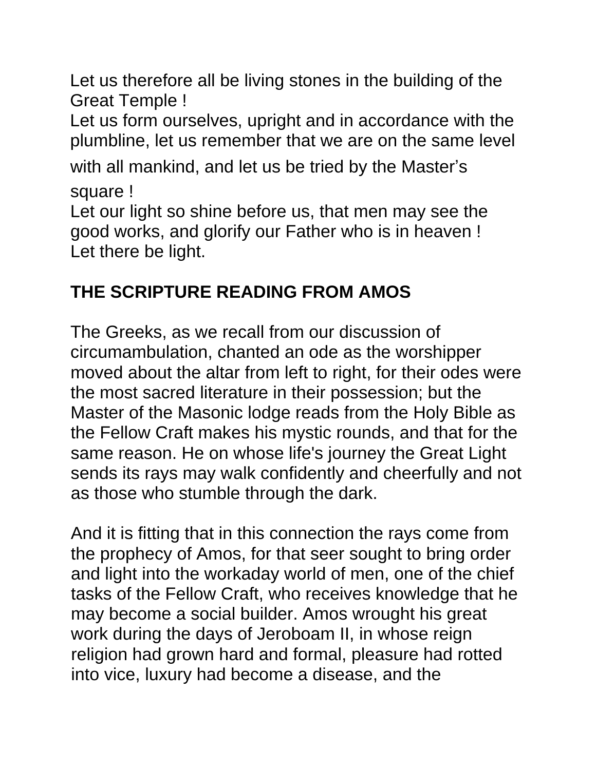Let us therefore all be living stones in the building of the Great Temple !
Let us form ourselves, upright and in accordance with the plumbline, let us remember that we are on the same level with all mankind, and let us be tried by the Master's square !
Let our light so shine before us, that men may see the good works, and glorify our Father who is in heaven !
Let there be light.

## THE SCRIPTURE READING FROM AMOS

The Greeks, as we recall from our discussion of circumambulation, chanted an ode as the worshipper moved about the altar from left to right, for their odes were the most sacred literature in their possession; but the Master of the Masonic lodge reads from the Holy Bible as the Fellow Craft makes his mystic rounds, and that for the same reason. He on whose life's journey the Great Light sends its rays may walk confidently and cheerfully and not as those who stumble through the dark.

And it is fitting that in this connection the rays come from the prophecy of Amos, for that seer sought to bring order and light into the workaday world of men, one of the chief tasks of the Fellow Craft, who receives knowledge that he may become a social builder. Amos wrought his great work during the days of Jeroboam II, in whose reign religion had grown hard and formal, pleasure had rotted into vice, luxury had become a disease, and the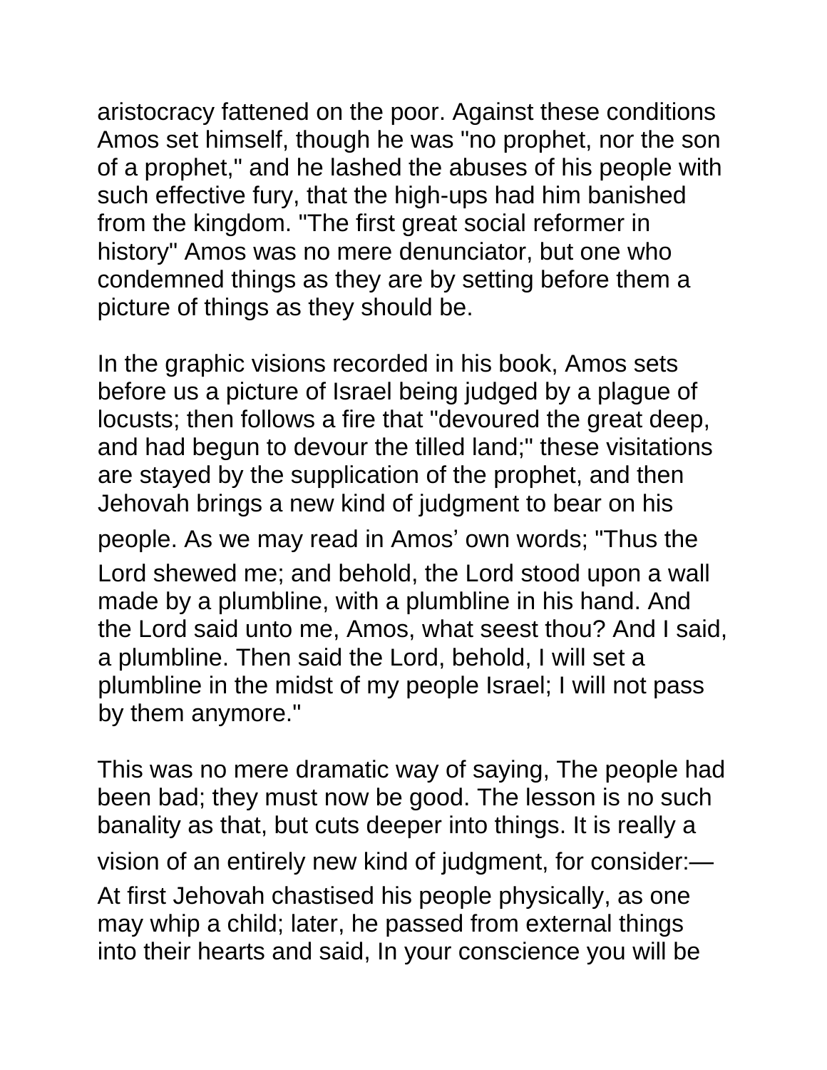aristocracy fattened on the poor. Against these conditions Amos set himself, though he was "no prophet, nor the son of a prophet," and he lashed the abuses of his people with such effective fury, that the high-ups had him banished from the kingdom. "The first great social reformer in history" Amos was no mere denunciator, but one who condemned things as they are by setting before them a picture of things as they should be.

In the graphic visions recorded in his book, Amos sets before us a picture of Israel being judged by a plague of locusts; then follows a fire that "devoured the great deep, and had begun to devour the tilled land;" these visitations are stayed by the supplication of the prophet, and then Jehovah brings a new kind of judgment to bear on his people. As we may read in Amos' own words; "Thus the Lord shewed me; and behold, the Lord stood upon a wall made by a plumbline, with a plumbline in his hand. And the Lord said unto me, Amos, what seest thou? And I said, a plumbline. Then said the Lord, behold, I will set a plumbline in the midst of my people Israel; I will not pass by them anymore."

This was no mere dramatic way of saying, The people had been bad; they must now be good. The lesson is no such banality as that, but cuts deeper into things. It is really a vision of an entirely new kind of judgment, for consider:— At first Jehovah chastised his people physically, as one may whip a child; later, he passed from external things into their hearts and said, In your conscience you will be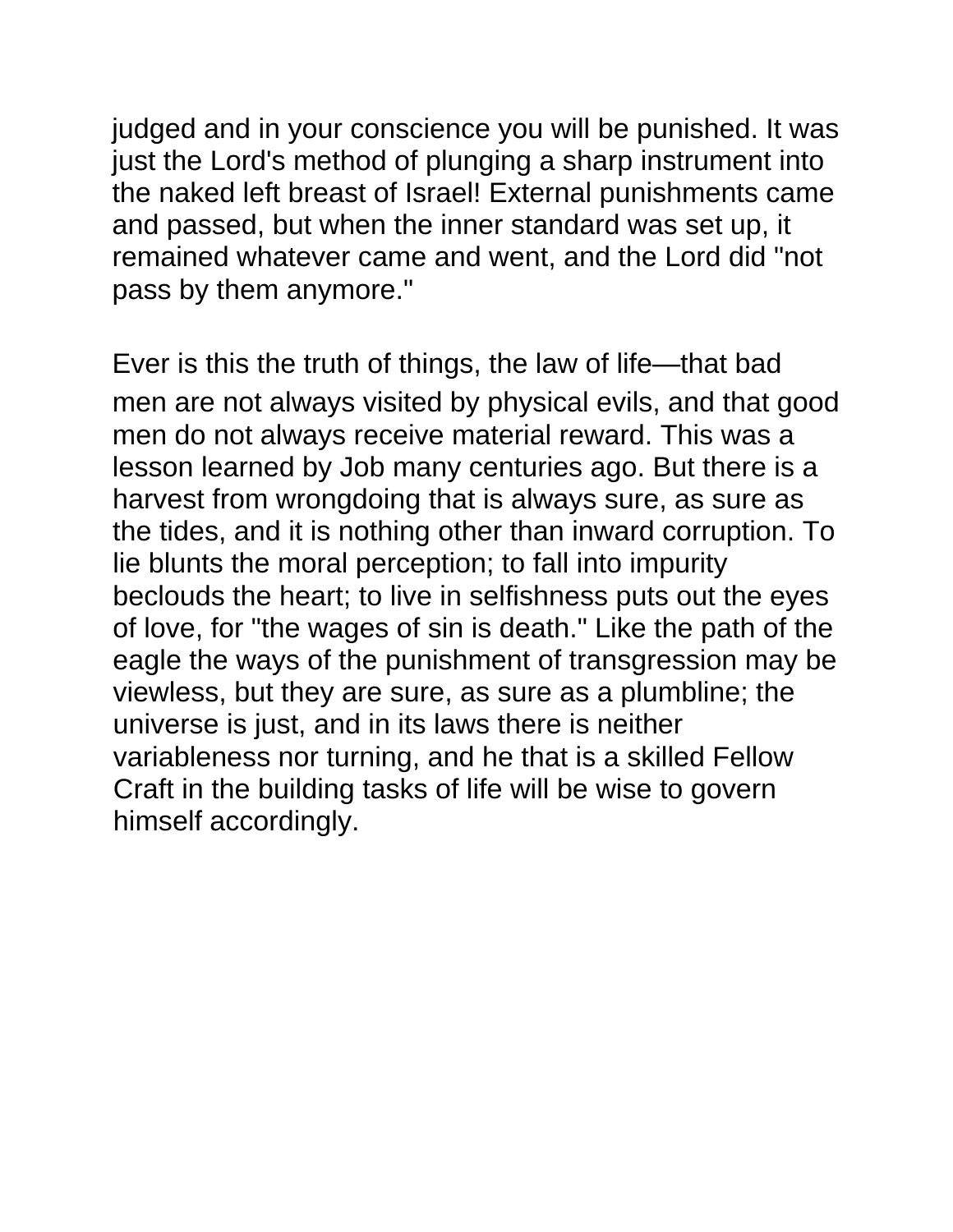judged and in your conscience you will be punished. It was just the Lord's method of plunging a sharp instrument into the naked left breast of Israel! External punishments came and passed, but when the inner standard was set up, it remained whatever came and went, and the Lord did "not pass by them anymore."

Ever is this the truth of things, the law of life—that bad men are not always visited by physical evils, and that good men do not always receive material reward. This was a lesson learned by Job many centuries ago. But there is a harvest from wrongdoing that is always sure, as sure as the tides, and it is nothing other than inward corruption. To lie blunts the moral perception; to fall into impurity beclouds the heart; to live in selfishness puts out the eyes of love, for "the wages of sin is death." Like the path of the eagle the ways of the punishment of transgression may be viewless, but they are sure, as sure as a plumbline; the universe is just, and in its laws there is neither variableness nor turning, and he that is a skilled Fellow Craft in the building tasks of life will be wise to govern himself accordingly.